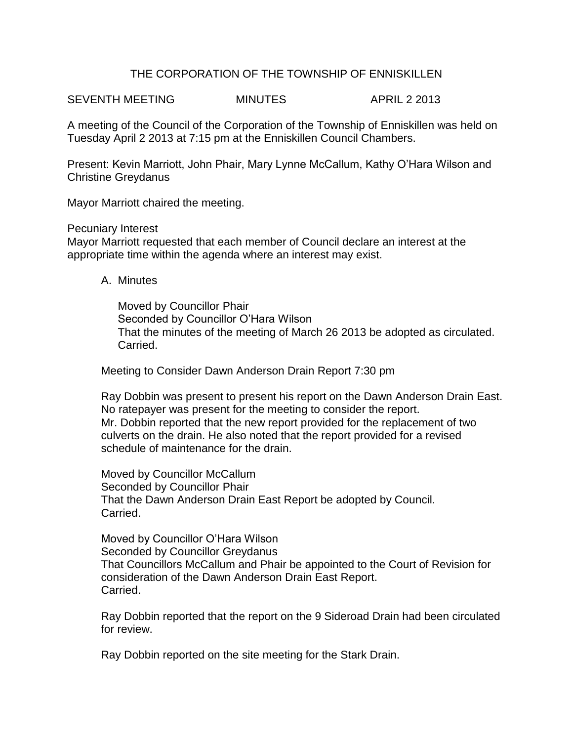# THE CORPORATION OF THE TOWNSHIP OF ENNISKILLEN

SEVENTH MEETING MINUTES APRIL 2 2013

A meeting of the Council of the Corporation of the Township of Enniskillen was held on Tuesday April 2 2013 at 7:15 pm at the Enniskillen Council Chambers.

Present: Kevin Marriott, John Phair, Mary Lynne McCallum, Kathy O'Hara Wilson and Christine Greydanus

Mayor Marriott chaired the meeting.

Pecuniary Interest
Mayor Marriott requested that each member of Council declare an interest at the appropriate time within the agenda where an interest may exist.

A. Minutes

Moved by Councillor Phair
Seconded by Councillor O'Hara Wilson
That the minutes of the meeting of March 26 2013 be adopted as circulated.
Carried.

Meeting to Consider Dawn Anderson Drain Report 7:30 pm

Ray Dobbin was present to present his report on the Dawn Anderson Drain East. No ratepayer was present for the meeting to consider the report.
Mr. Dobbin reported that the new report provided for the replacement of two culverts on the drain. He also noted that the report provided for a revised schedule of maintenance for the drain.

Moved by Councillor McCallum
Seconded by Councillor Phair
That the Dawn Anderson Drain East Report be adopted by Council.
Carried.

Moved by Councillor O'Hara Wilson
Seconded by Councillor Greydanus
That Councillors McCallum and Phair be appointed to the Court of Revision for consideration of the Dawn Anderson Drain East Report.
Carried.

Ray Dobbin reported that the report on the 9 Sideroad Drain had been circulated for review.

Ray Dobbin reported on the site meeting for the Stark Drain.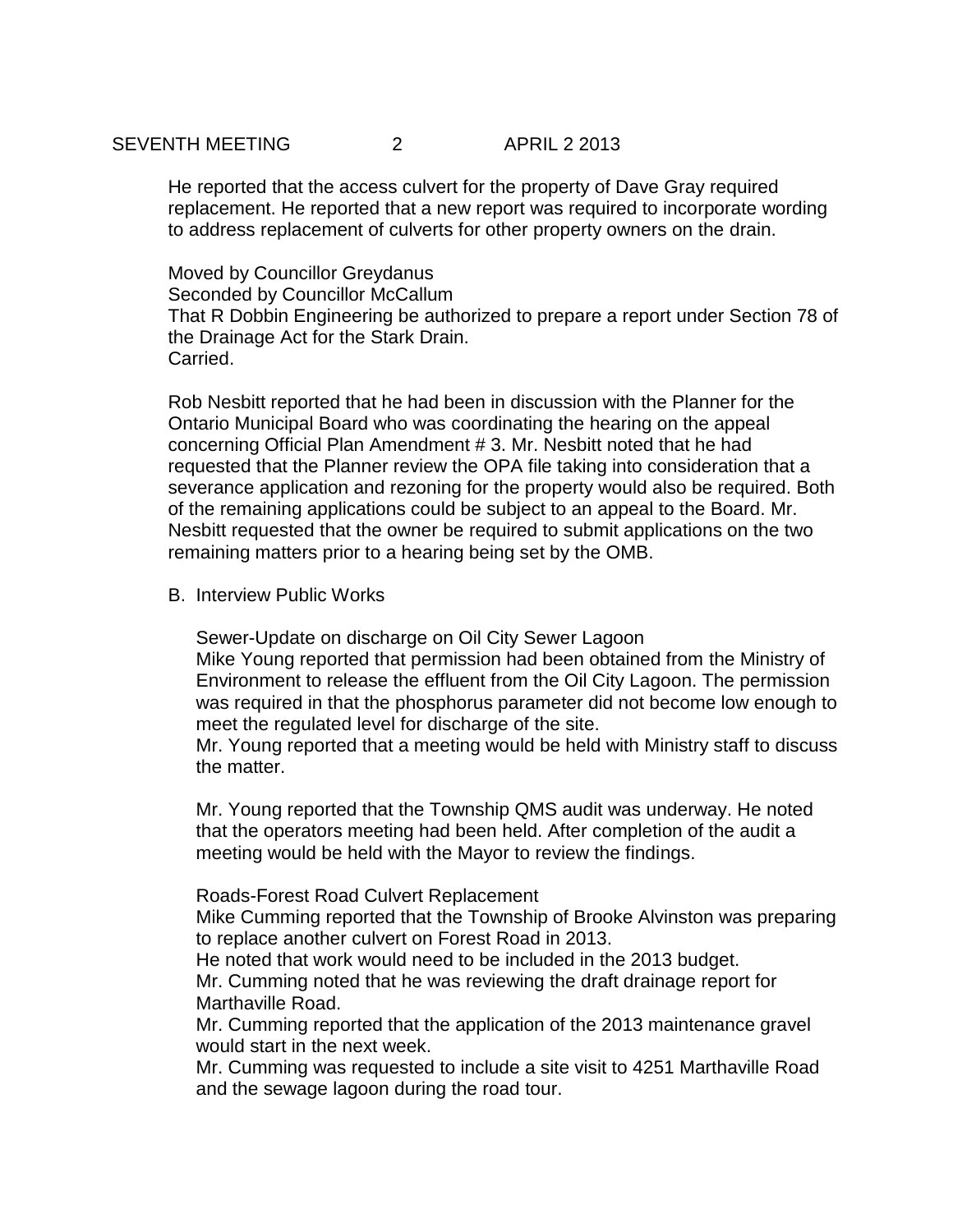He reported that the access culvert for the property of Dave Gray required replacement. He reported that a new report was required to incorporate wording to address replacement of culverts for other property owners on the drain.

Moved by Councillor Greydanus
Seconded by Councillor McCallum
That R Dobbin Engineering be authorized to prepare a report under Section 78 of the Drainage Act for the Stark Drain.
Carried.

Rob Nesbitt reported that he had been in discussion with the Planner for the Ontario Municipal Board who was coordinating the hearing on the appeal concerning Official Plan Amendment # 3. Mr. Nesbitt noted that he had requested that the Planner review the OPA file taking into consideration that a severance application and rezoning for the property would also be required. Both of the remaining applications could be subject to an appeal to the Board. Mr. Nesbitt requested that the owner be required to submit applications on the two remaining matters prior to a hearing being set by the OMB.

B. Interview Public Works

Sewer-Update on discharge on Oil City Sewer Lagoon
Mike Young reported that permission had been obtained from the Ministry of Environment to release the effluent from the Oil City Lagoon. The permission was required in that the phosphorus parameter did not become low enough to meet the regulated level for discharge of the site.
Mr. Young reported that a meeting would be held with Ministry staff to discuss the matter.

Mr. Young reported that the Township QMS audit was underway. He noted that the operators meeting had been held. After completion of the audit a meeting would be held with the Mayor to review the findings.

Roads-Forest Road Culvert Replacement
Mike Cumming reported that the Township of Brooke Alvinston was preparing to replace another culvert on Forest Road in 2013.
He noted that work would need to be included in the 2013 budget.
Mr. Cumming noted that he was reviewing the draft drainage report for Marthaville Road.
Mr. Cumming reported that the application of the 2013 maintenance gravel would start in the next week.
Mr. Cumming was requested to include a site visit to 4251 Marthaville Road and the sewage lagoon during the road tour.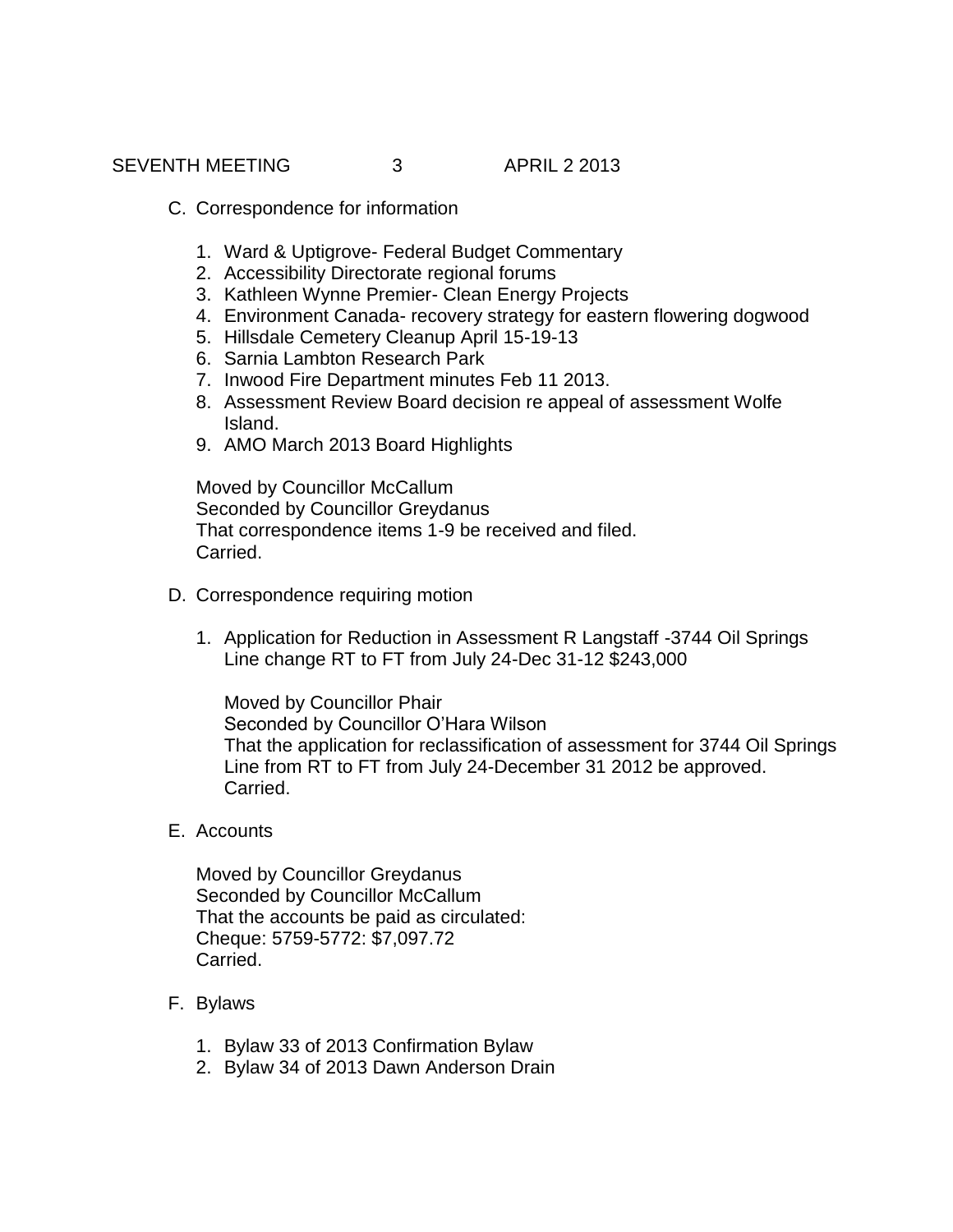C. Correspondence for information

1. Ward & Uptigrove- Federal Budget Commentary
2. Accessibility Directorate regional forums
3. Kathleen Wynne Premier- Clean Energy Projects
4. Environment Canada- recovery strategy for eastern flowering dogwood
5. Hillsdale Cemetery Cleanup April 15-19-13
6. Sarnia Lambton Research Park
7. Inwood Fire Department minutes Feb 11 2013.
8. Assessment Review Board decision re appeal of assessment Wolfe Island.
9. AMO March 2013 Board Highlights

Moved by Councillor McCallum
Seconded by Councillor Greydanus
That correspondence items 1-9 be received and filed.
Carried.

D. Correspondence requiring motion

1. Application for Reduction in Assessment R Langstaff -3744 Oil Springs Line change RT to FT from July 24-Dec 31-12 $243,000

   Moved by Councillor Phair
   Seconded by Councillor O'Hara Wilson
   That the application for reclassification of assessment for 3744 Oil Springs Line from RT to FT from July 24-December 31 2012 be approved.
   Carried.

E. Accounts

Moved by Councillor Greydanus
Seconded by Councillor McCallum
That the accounts be paid as circulated:
Cheque: 5759-5772: $7,097.72
Carried.

F. Bylaws

1. Bylaw 33 of 2013 Confirmation Bylaw
2. Bylaw 34 of 2013 Dawn Anderson Drain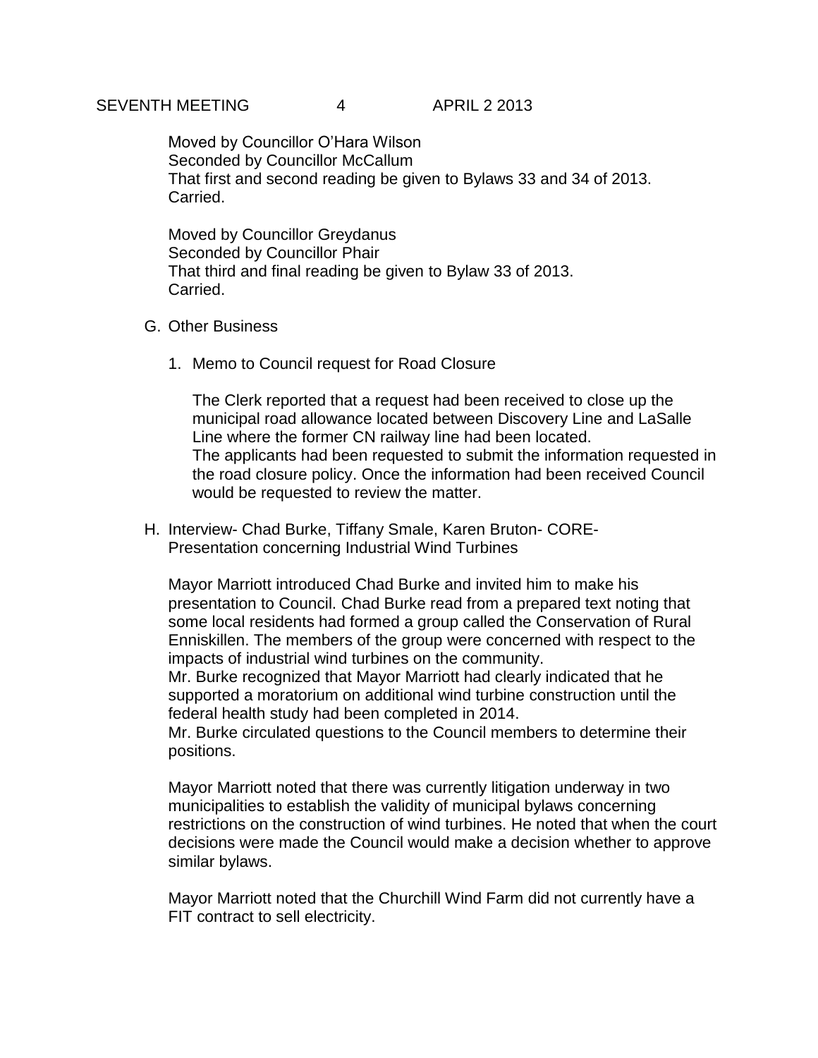Moved by Councillor O'Hara Wilson
Seconded by Councillor McCallum
That first and second reading be given to Bylaws 33 and 34 of 2013.
Carried.

Moved by Councillor Greydanus
Seconded by Councillor Phair
That third and final reading be given to Bylaw 33 of 2013.
Carried.

G. Other Business

1. Memo to Council request for Road Closure

   The Clerk reported that a request had been received to close up the municipal road allowance located between Discovery Line and LaSalle Line where the former CN railway line had been located.
   The applicants had been requested to submit the information requested in the road closure policy. Once the information had been received Council would be requested to review the matter.

H. Interview- Chad Burke, Tiffany Smale, Karen Bruton- CORE- Presentation concerning Industrial Wind Turbines

   Mayor Marriott introduced Chad Burke and invited him to make his presentation to Council. Chad Burke read from a prepared text noting that some local residents had formed a group called the Conservation of Rural Enniskillen. The members of the group were concerned with respect to the impacts of industrial wind turbines on the community.
   Mr. Burke recognized that Mayor Marriott had clearly indicated that he supported a moratorium on additional wind turbine construction until the federal health study had been completed in 2014.
   Mr. Burke circulated questions to the Council members to determine their positions.

   Mayor Marriott noted that there was currently litigation underway in two municipalities to establish the validity of municipal bylaws concerning restrictions on the construction of wind turbines. He noted that when the court decisions were made the Council would make a decision whether to approve similar bylaws.

   Mayor Marriott noted that the Churchill Wind Farm did not currently have a FIT contract to sell electricity.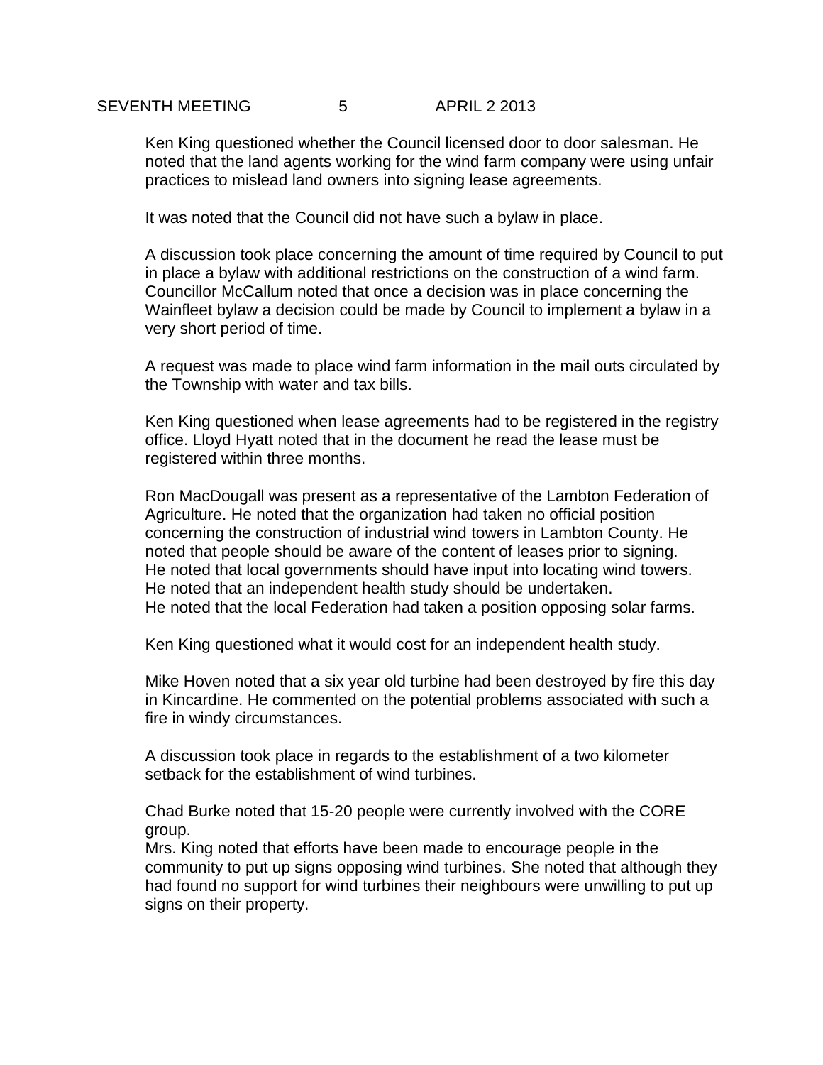Ken King questioned whether the Council licensed door to door salesman. He noted that the land agents working for the wind farm company were using unfair practices to mislead land owners into signing lease agreements.

It was noted that the Council did not have such a bylaw in place.

A discussion took place concerning the amount of time required by Council to put in place a bylaw with additional restrictions on the construction of a wind farm. Councillor McCallum noted that once a decision was in place concerning the Wainfleet bylaw a decision could be made by Council to implement a bylaw in a very short period of time.

A request was made to place wind farm information in the mail outs circulated by the Township with water and tax bills.

Ken King questioned when lease agreements had to be registered in the registry office. Lloyd Hyatt noted that in the document he read the lease must be registered within three months.

Ron MacDougall was present as a representative of the Lambton Federation of Agriculture. He noted that the organization had taken no official position concerning the construction of industrial wind towers in Lambton County. He noted that people should be aware of the content of leases prior to signing. He noted that local governments should have input into locating wind towers. He noted that an independent health study should be undertaken.
He noted that the local Federation had taken a position opposing solar farms.

Ken King questioned what it would cost for an independent health study.

Mike Hoven noted that a six year old turbine had been destroyed by fire this day in Kincardine. He commented on the potential problems associated with such a fire in windy circumstances.

A discussion took place in regards to the establishment of a two kilometer setback for the establishment of wind turbines.

Chad Burke noted that 15-20 people were currently involved with the CORE group.
Mrs. King noted that efforts have been made to encourage people in the community to put up signs opposing wind turbines. She noted that although they had found no support for wind turbines their neighbours were unwilling to put up signs on their property.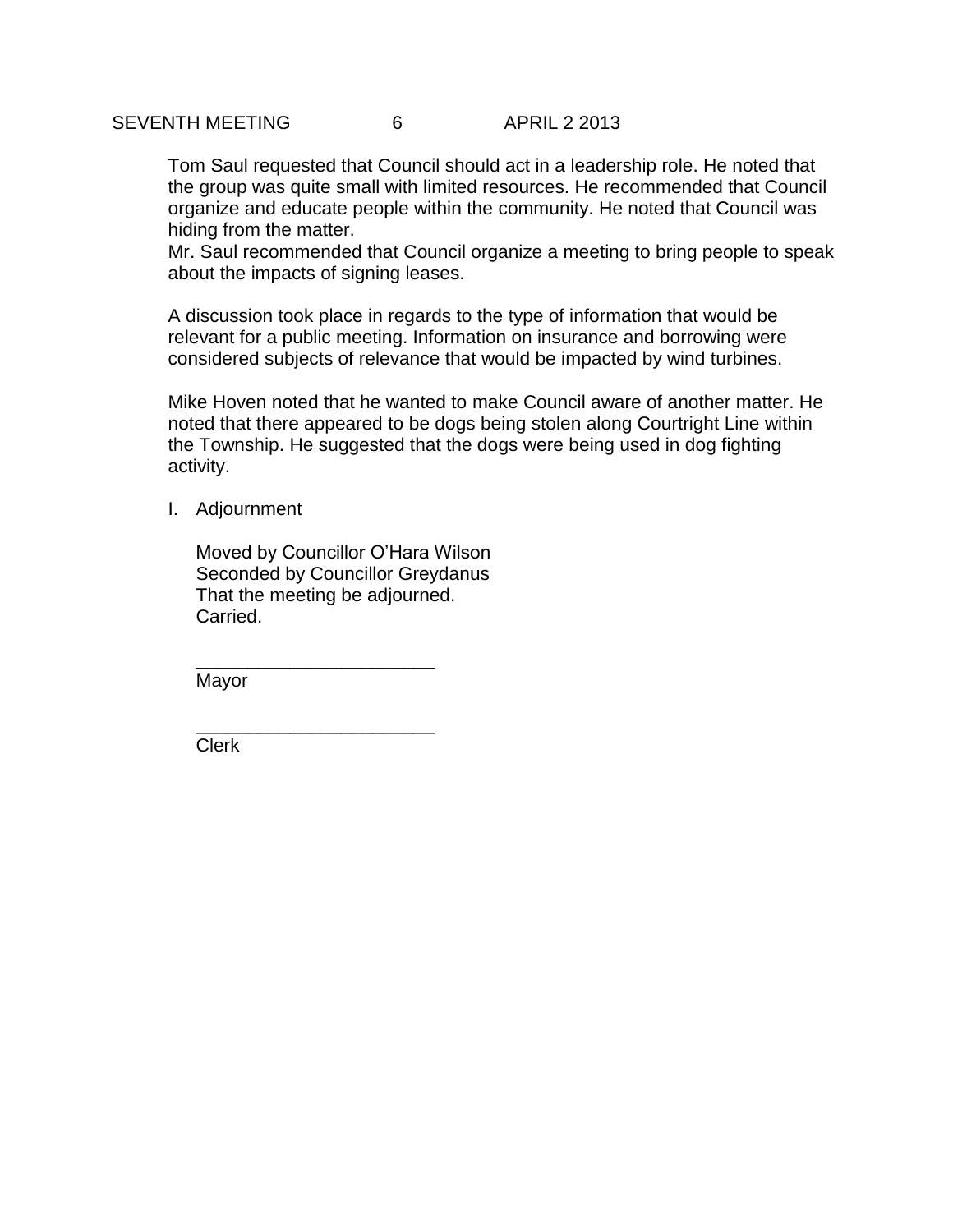Tom Saul requested that Council should act in a leadership role. He noted that the group was quite small with limited resources. He recommended that Council organize and educate people within the community. He noted that Council was hiding from the matter.
Mr. Saul recommended that Council organize a meeting to bring people to speak about the impacts of signing leases.

A discussion took place in regards to the type of information that would be relevant for a public meeting. Information on insurance and borrowing were considered subjects of relevance that would be impacted by wind turbines.

Mike Hoven noted that he wanted to make Council aware of another matter. He noted that there appeared to be dogs being stolen along Courtright Line within the Township. He suggested that the dogs were being used in dog fighting activity.

I. Adjournment

Moved by Councillor O'Hara Wilson
Seconded by Councillor Greydanus
That the meeting be adjourned.
Carried.

_______________________
Mayor

_______________________
Clerk